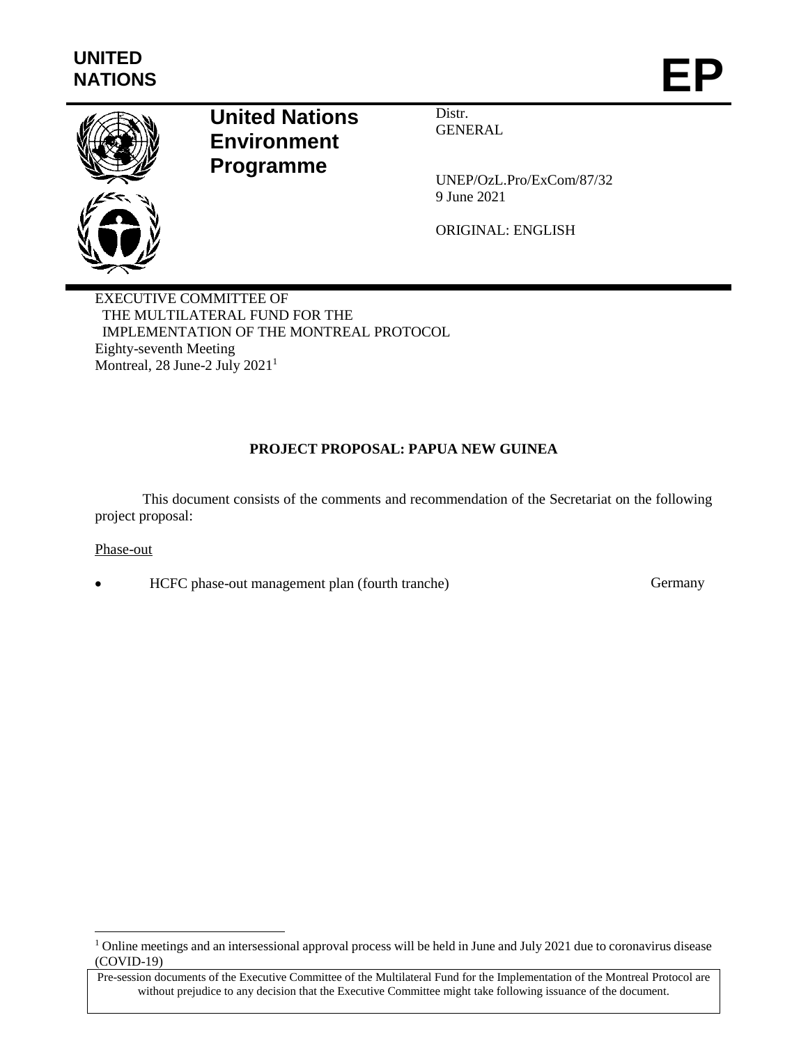UNITED NATIONS

EP

**United Nations Environment Programme**

Distr.
GENERAL

UNEP/OzL.Pro/ExCom/87/32
9 June 2021

ORIGINAL: ENGLISH

EXECUTIVE COMMITTEE OF
THE MULTILATERAL FUND FOR THE
IMPLEMENTATION OF THE MONTREAL PROTOCOL
Eighty-seventh Meeting
Montreal, 28 June-2 July 2021[1]

**PROJECT PROPOSAL: PAPUA NEW GUINEA**

This document consists of the comments and recommendation of the Secretariat on the following project proposal:

Phase-out

- HCFC phase-out management plan (fourth tranche) Germany

[1] Online meetings and an intersessional approval process will be held in June and July 2021 due to coronavirus disease (COVID-19)

Pre-session documents of the Executive Committee of the Multilateral Fund for the Implementation of the Montreal Protocol are without prejudice to any decision that the Executive Committee might take following issuance of the document.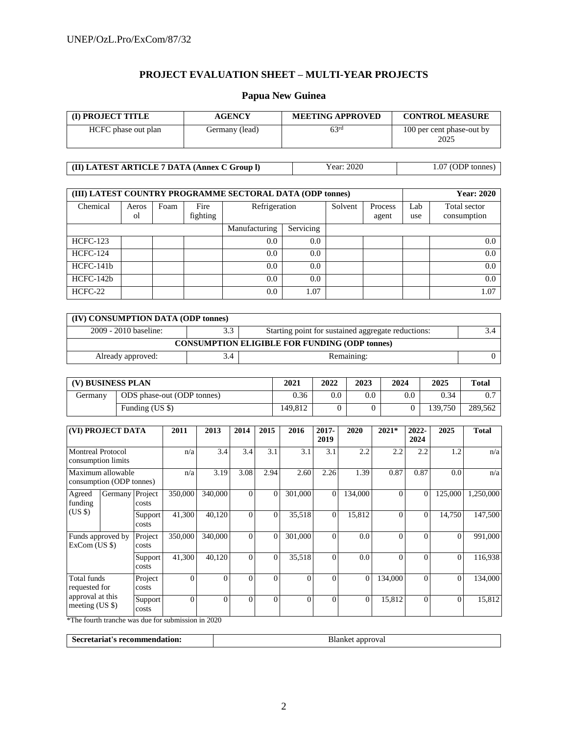# PROJECT EVALUATION SHEET – MULTI-YEAR PROJECTS

## Papua New Guinea

| (I) PROJECT TITLE | AGENCY | MEETING APPROVED | CONTROL MEASURE |
|---|---|---|---|
| HCFC phase out plan | Germany (lead) | 63rd | 100 per cent phase-out by 2025 |

| (II) LATEST ARTICLE 7 DATA (Annex C Group l) | Year: 2020 | 1.07 (ODP tonnes) |
|---|---|---|

| (III) LATEST COUNTRY PROGRAMME SECTORAL DATA (ODP tonnes) | | | | | | | | | Year: 2020 |
|---|---|---|---|---|---|---|---|---|---|
| Chemical | Aerosol | Foam | Fire fighting | Refrigeration | | Solvent | Process agent | Lab use | Total sector consumption |
| | | | | Manufacturing | Servicing | | | | |
| HCFC-123 | | | | 0.0 | 0.0 | | | | 0.0 |
| HCFC-124 | | | | 0.0 | 0.0 | | | | 0.0 |
| HCFC-141b | | | | 0.0 | 0.0 | | | | 0.0 |
| HCFC-142b | | | | 0.0 | 0.0 | | | | 0.0 |
| HCFC-22 | | | | 0.0 | 1.07 | | | | 1.07 |

| (IV) CONSUMPTION DATA (ODP tonnes) | | | |
|---|---|---|---|
| 2009 - 2010 baseline: | 3.3 | Starting point for sustained aggregate reductions: | 3.4 |
| CONSUMPTION ELIGIBLE FOR FUNDING (ODP tonnes) | | | |
| Already approved: | 3.4 | Remaining: | 0 |

| (V) BUSINESS PLAN | | 2021 | 2022 | 2023 | 2024 | 2025 | Total |
|---|---|---|---|---|---|---|---|
| Germany | ODS phase-out (ODP tonnes) | 0.36 | 0.0 | 0.0 | 0.0 | 0.34 | 0.7 |
| | Funding (US $) | 149,812 | 0 | 0 | 0 | 139,750 | 289,562 |

| (VI) PROJECT DATA | | | 2011 | 2013 | 2014 | 2015 | 2016 | 2017-2019 | 2020 | 2021* | 2022-2024 | 2025 | Total |
|---|---|---|---|---|---|---|---|---|---|---|---|---|---|
| Montreal Protocol consumption limits | | | n/a | 3.4 | 3.4 | 3.1 | 3.1 | 3.1 | 2.2 | 2.2 | 2.2 | 1.2 | n/a |
| Maximum allowable consumption (ODP tonnes) | | | n/a | 3.19 | 3.08 | 2.94 | 2.60 | 2.26 | 1.39 | 0.87 | 0.87 | 0.0 | n/a |
| Agreed funding (US $) | Germany | Project costs | 350,000 | 340,000 | 0 | 0 | 301,000 | 0 | 134,000 | 0 | 0 | 125,000 | 1,250,000 |
| | | Support costs | 41,300 | 40,120 | 0 | 0 | 35,518 | 0 | 15,812 | 0 | 0 | 14,750 | 147,500 |
| Funds approved by ExCom (US $) | | Project costs | 350,000 | 340,000 | 0 | 0 | 301,000 | 0 | 0.0 | 0 | 0 | 0 | 991,000 |
| | | Support costs | 41,300 | 40,120 | 0 | 0 | 35,518 | 0 | 0.0 | 0 | 0 | 0 | 116,938 |
| Total funds requested for approval at this meeting (US $) | | Project costs | 0 | 0 | 0 | 0 | 0 | 0 | 0 | 134,000 | 0 | 0 | 134,000 |
| | | Support costs | 0 | 0 | 0 | 0 | 0 | 0 | 0 | 15,812 | 0 | 0 | 15,812 |

*The fourth tranche was due for submission in 2020

| Secretariat's recommendation: | Blanket approval |
|---|---|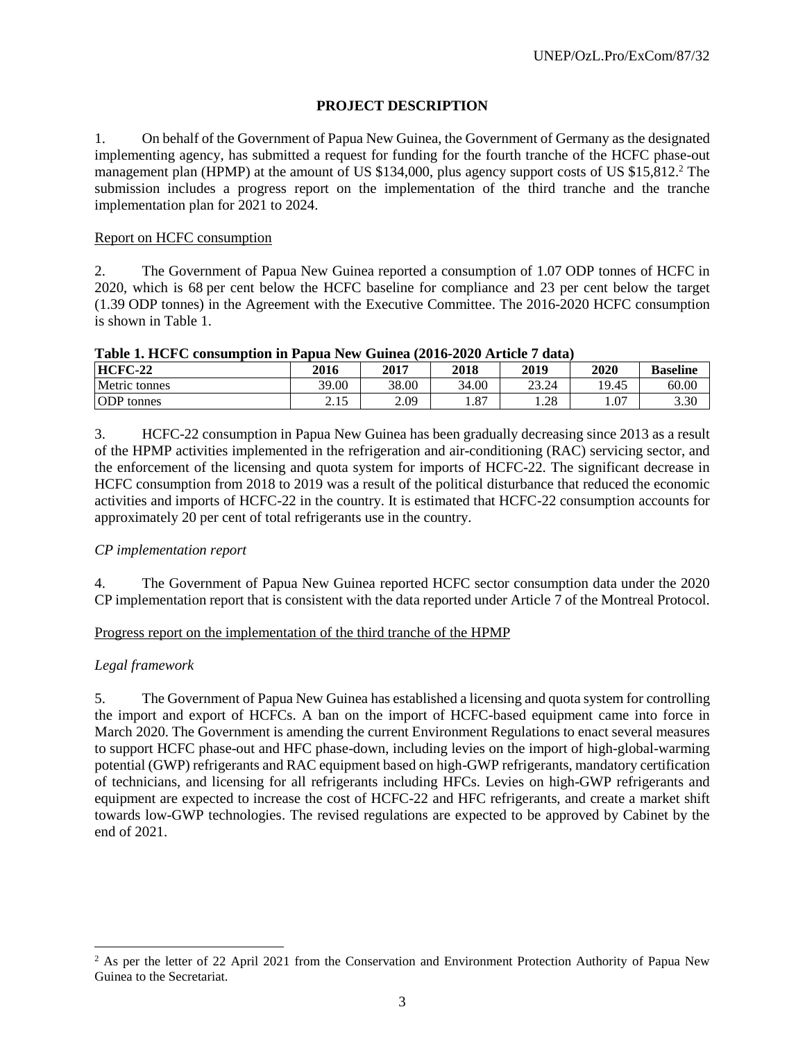## PROJECT DESCRIPTION

1. On behalf of the Government of Papua New Guinea, the Government of Germany as the designated implementing agency, has submitted a request for funding for the fourth tranche of the HCFC phase-out management plan (HPMP) at the amount of US $134,000, plus agency support costs of US $15,812.[2] The submission includes a progress report on the implementation of the third tranche and the tranche implementation plan for 2021 to 2024.

### Report on HCFC consumption

2. The Government of Papua New Guinea reported a consumption of 1.07 ODP tonnes of HCFC in 2020, which is 68 per cent below the HCFC baseline for compliance and 23 per cent below the target (1.39 ODP tonnes) in the Agreement with the Executive Committee. The 2016-2020 HCFC consumption is shown in Table 1.

**Table 1. HCFC consumption in Papua New Guinea (2016-2020 Article 7 data)**

| HCFC-22 | 2016 | 2017 | 2018 | 2019 | 2020 | Baseline |
|---|---|---|---|---|---|---|
| Metric tonnes | 39.00 | 38.00 | 34.00 | 23.24 | 19.45 | 60.00 |
| ODP tonnes | 2.15 | 2.09 | 1.87 | 1.28 | 1.07 | 3.30 |

3. HCFC-22 consumption in Papua New Guinea has been gradually decreasing since 2013 as a result of the HPMP activities implemented in the refrigeration and air-conditioning (RAC) servicing sector, and the enforcement of the licensing and quota system for imports of HCFC-22. The significant decrease in HCFC consumption from 2018 to 2019 was a result of the political disturbance that reduced the economic activities and imports of HCFC-22 in the country. It is estimated that HCFC-22 consumption accounts for approximately 20 per cent of total refrigerants use in the country.

*CP implementation report*

4. The Government of Papua New Guinea reported HCFC sector consumption data under the 2020 CP implementation report that is consistent with the data reported under Article 7 of the Montreal Protocol.

### Progress report on the implementation of the third tranche of the HPMP

*Legal framework*

5. The Government of Papua New Guinea has established a licensing and quota system for controlling the import and export of HCFCs. A ban on the import of HCFC-based equipment came into force in March 2020. The Government is amending the current Environment Regulations to enact several measures to support HCFC phase-out and HFC phase-down, including levies on the import of high-global-warming potential (GWP) refrigerants and RAC equipment based on high-GWP refrigerants, mandatory certification of technicians, and licensing for all refrigerants including HFCs. Levies on high-GWP refrigerants and equipment are expected to increase the cost of HCFC-22 and HFC refrigerants, and create a market shift towards low-GWP technologies. The revised regulations are expected to be approved by Cabinet by the end of 2021.

---

[2] As per the letter of 22 April 2021 from the Conservation and Environment Protection Authority of Papua New Guinea to the Secretariat.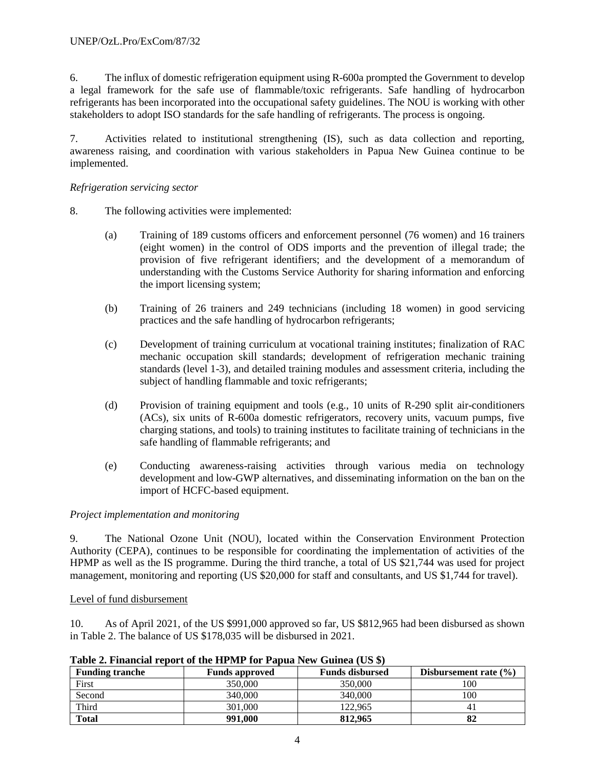6. The influx of domestic refrigeration equipment using R-600a prompted the Government to develop a legal framework for the safe use of flammable/toxic refrigerants. Safe handling of hydrocarbon refrigerants has been incorporated into the occupational safety guidelines. The NOU is working with other stakeholders to adopt ISO standards for the safe handling of refrigerants. The process is ongoing.

7. Activities related to institutional strengthening (IS), such as data collection and reporting, awareness raising, and coordination with various stakeholders in Papua New Guinea continue to be implemented.

*Refrigeration servicing sector*

8. The following activities were implemented:

(a) Training of 189 customs officers and enforcement personnel (76 women) and 16 trainers (eight women) in the control of ODS imports and the prevention of illegal trade; the provision of five refrigerant identifiers; and the development of a memorandum of understanding with the Customs Service Authority for sharing information and enforcing the import licensing system;

(b) Training of 26 trainers and 249 technicians (including 18 women) in good servicing practices and the safe handling of hydrocarbon refrigerants;

(c) Development of training curriculum at vocational training institutes; finalization of RAC mechanic occupation skill standards; development of refrigeration mechanic training standards (level 1-3), and detailed training modules and assessment criteria, including the subject of handling flammable and toxic refrigerants;

(d) Provision of training equipment and tools (e.g., 10 units of R-290 split air-conditioners (ACs), six units of R-600a domestic refrigerators, recovery units, vacuum pumps, five charging stations, and tools) to training institutes to facilitate training of technicians in the safe handling of flammable refrigerants; and

(e) Conducting awareness-raising activities through various media on technology development and low-GWP alternatives, and disseminating information on the ban on the import of HCFC-based equipment.

*Project implementation and monitoring*

9. The National Ozone Unit (NOU), located within the Conservation Environment Protection Authority (CEPA), continues to be responsible for coordinating the implementation of activities of the HPMP as well as the IS programme. During the third tranche, a total of US $21,744 was used for project management, monitoring and reporting (US $20,000 for staff and consultants, and US $1,744 for travel).

Level of fund disbursement

10. As of April 2021, of the US $991,000 approved so far, US $812,965 had been disbursed as shown in Table 2. The balance of US $178,035 will be disbursed in 2021.

**Table 2. Financial report of the HPMP for Papua New Guinea (US $)**

| Funding tranche | Funds approved | Funds disbursed | Disbursement rate (%) |
|---|---|---|---|
| First | 350,000 | 350,000 | 100 |
| Second | 340,000 | 340,000 | 100 |
| Third | 301,000 | 122,965 | 41 |
| **Total** | **991,000** | **812,965** | **82** |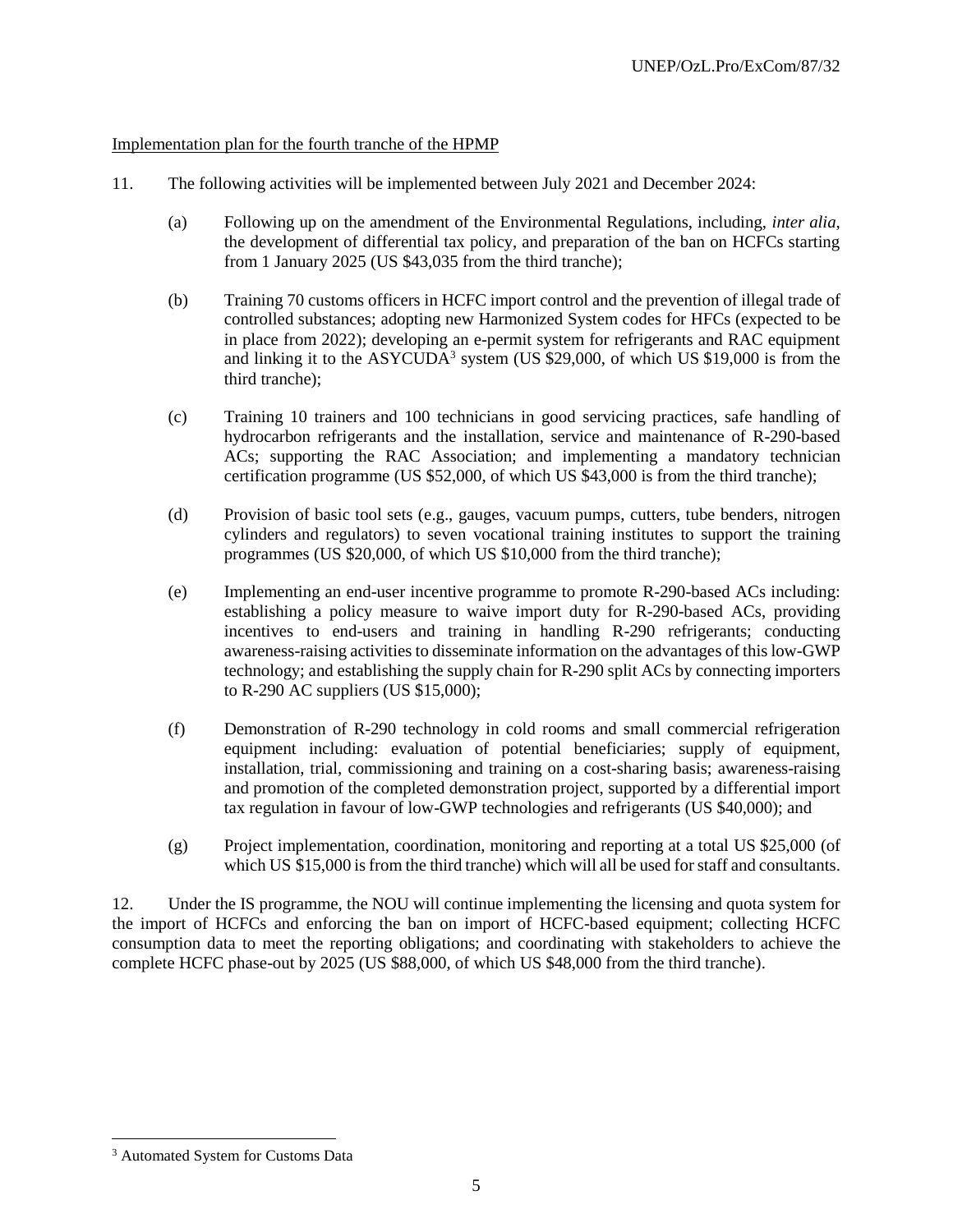Implementation plan for the fourth tranche of the HPMP

11. The following activities will be implemented between July 2021 and December 2024:

(a) Following up on the amendment of the Environmental Regulations, including, *inter alia*, the development of differential tax policy, and preparation of the ban on HCFCs starting from 1 January 2025 (US $43,035 from the third tranche);

(b) Training 70 customs officers in HCFC import control and the prevention of illegal trade of controlled substances; adopting new Harmonized System codes for HFCs (expected to be in place from 2022); developing an e-permit system for refrigerants and RAC equipment and linking it to the ASYCUDA[3] system (US $29,000, of which US $19,000 is from the third tranche);

(c) Training 10 trainers and 100 technicians in good servicing practices, safe handling of hydrocarbon refrigerants and the installation, service and maintenance of R-290-based ACs; supporting the RAC Association; and implementing a mandatory technician certification programme (US $52,000, of which US $43,000 is from the third tranche);

(d) Provision of basic tool sets (e.g., gauges, vacuum pumps, cutters, tube benders, nitrogen cylinders and regulators) to seven vocational training institutes to support the training programmes (US $20,000, of which US $10,000 from the third tranche);

(e) Implementing an end-user incentive programme to promote R-290-based ACs including: establishing a policy measure to waive import duty for R-290-based ACs, providing incentives to end-users and training in handling R-290 refrigerants; conducting awareness-raising activities to disseminate information on the advantages of this low-GWP technology; and establishing the supply chain for R-290 split ACs by connecting importers to R-290 AC suppliers (US $15,000);

(f) Demonstration of R-290 technology in cold rooms and small commercial refrigeration equipment including: evaluation of potential beneficiaries; supply of equipment, installation, trial, commissioning and training on a cost-sharing basis; awareness-raising and promotion of the completed demonstration project, supported by a differential import tax regulation in favour of low-GWP technologies and refrigerants (US $40,000); and

(g) Project implementation, coordination, monitoring and reporting at a total US $25,000 (of which US $15,000 is from the third tranche) which will all be used for staff and consultants.

12. Under the IS programme, the NOU will continue implementing the licensing and quota system for the import of HCFCs and enforcing the ban on import of HCFC-based equipment; collecting HCFC consumption data to meet the reporting obligations; and coordinating with stakeholders to achieve the complete HCFC phase-out by 2025 (US $88,000, of which US $48,000 from the third tranche).

[3] Automated System for Customs Data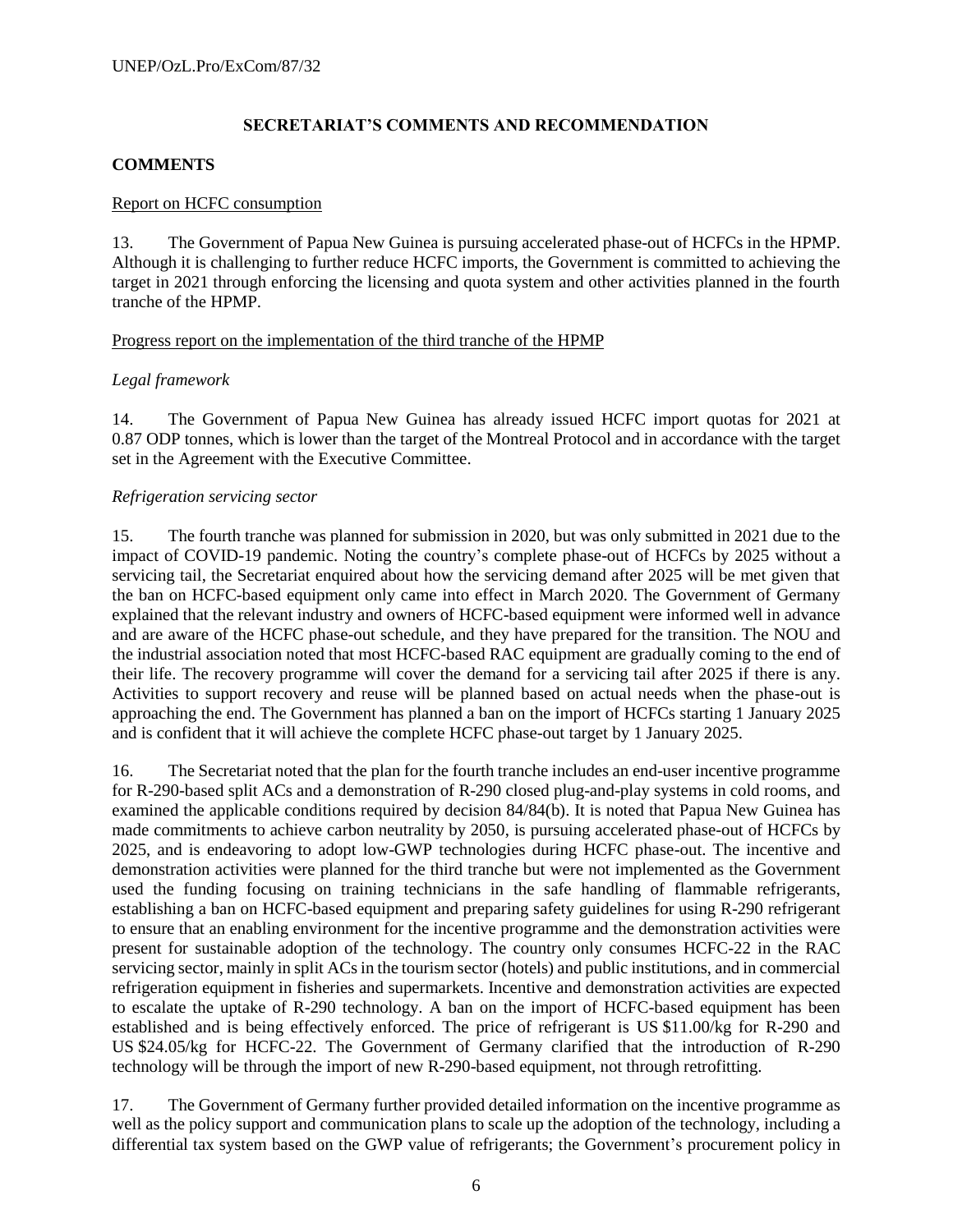## SECRETARIAT'S COMMENTS AND RECOMMENDATION

### COMMENTS

Report on HCFC consumption

13. The Government of Papua New Guinea is pursuing accelerated phase-out of HCFCs in the HPMP. Although it is challenging to further reduce HCFC imports, the Government is committed to achieving the target in 2021 through enforcing the licensing and quota system and other activities planned in the fourth tranche of the HPMP.

Progress report on the implementation of the third tranche of the HPMP

*Legal framework*

14. The Government of Papua New Guinea has already issued HCFC import quotas for 2021 at 0.87 ODP tonnes, which is lower than the target of the Montreal Protocol and in accordance with the target set in the Agreement with the Executive Committee.

*Refrigeration servicing sector*

15. The fourth tranche was planned for submission in 2020, but was only submitted in 2021 due to the impact of COVID-19 pandemic. Noting the country's complete phase-out of HCFCs by 2025 without a servicing tail, the Secretariat enquired about how the servicing demand after 2025 will be met given that the ban on HCFC-based equipment only came into effect in March 2020. The Government of Germany explained that the relevant industry and owners of HCFC-based equipment were informed well in advance and are aware of the HCFC phase-out schedule, and they have prepared for the transition. The NOU and the industrial association noted that most HCFC-based RAC equipment are gradually coming to the end of their life. The recovery programme will cover the demand for a servicing tail after 2025 if there is any. Activities to support recovery and reuse will be planned based on actual needs when the phase-out is approaching the end. The Government has planned a ban on the import of HCFCs starting 1 January 2025 and is confident that it will achieve the complete HCFC phase-out target by 1 January 2025.

16. The Secretariat noted that the plan for the fourth tranche includes an end-user incentive programme for R-290-based split ACs and a demonstration of R-290 closed plug-and-play systems in cold rooms, and examined the applicable conditions required by decision 84/84(b). It is noted that Papua New Guinea has made commitments to achieve carbon neutrality by 2050, is pursuing accelerated phase-out of HCFCs by 2025, and is endeavoring to adopt low-GWP technologies during HCFC phase-out. The incentive and demonstration activities were planned for the third tranche but were not implemented as the Government used the funding focusing on training technicians in the safe handling of flammable refrigerants, establishing a ban on HCFC-based equipment and preparing safety guidelines for using R-290 refrigerant to ensure that an enabling environment for the incentive programme and the demonstration activities were present for sustainable adoption of the technology. The country only consumes HCFC-22 in the RAC servicing sector, mainly in split ACs in the tourism sector (hotels) and public institutions, and in commercial refrigeration equipment in fisheries and supermarkets. Incentive and demonstration activities are expected to escalate the uptake of R-290 technology. A ban on the import of HCFC-based equipment has been established and is being effectively enforced. The price of refrigerant is US $11.00/kg for R-290 and US $24.05/kg for HCFC-22. The Government of Germany clarified that the introduction of R-290 technology will be through the import of new R-290-based equipment, not through retrofitting.

17. The Government of Germany further provided detailed information on the incentive programme as well as the policy support and communication plans to scale up the adoption of the technology, including a differential tax system based on the GWP value of refrigerants; the Government's procurement policy in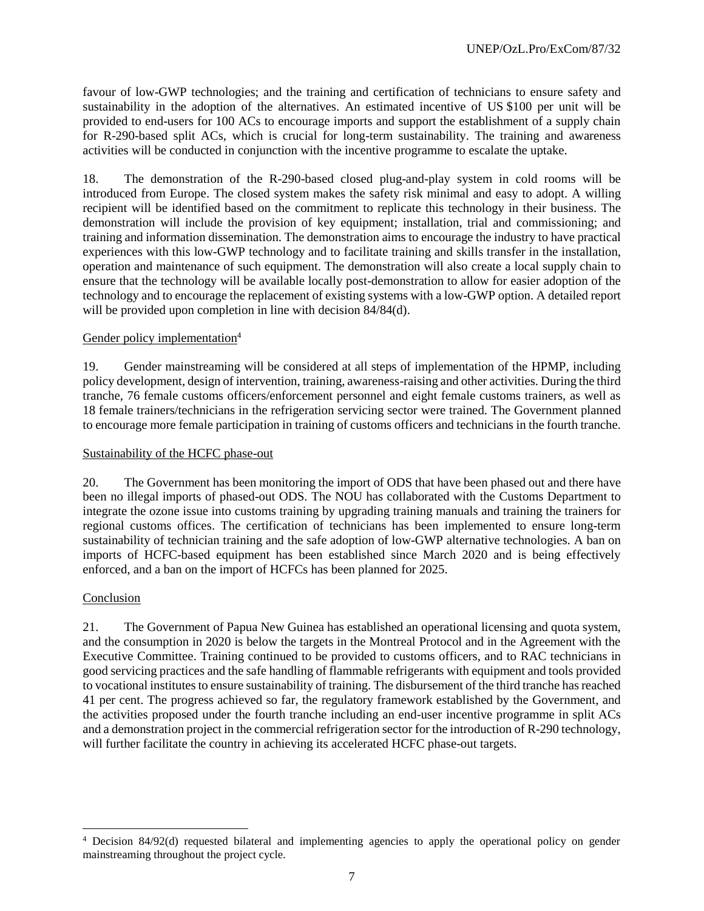favour of low-GWP technologies; and the training and certification of technicians to ensure safety and sustainability in the adoption of the alternatives. An estimated incentive of US $100 per unit will be provided to end-users for 100 ACs to encourage imports and support the establishment of a supply chain for R-290-based split ACs, which is crucial for long-term sustainability. The training and awareness activities will be conducted in conjunction with the incentive programme to escalate the uptake.

18. The demonstration of the R-290-based closed plug-and-play system in cold rooms will be introduced from Europe. The closed system makes the safety risk minimal and easy to adopt. A willing recipient will be identified based on the commitment to replicate this technology in their business. The demonstration will include the provision of key equipment; installation, trial and commissioning; and training and information dissemination. The demonstration aims to encourage the industry to have practical experiences with this low-GWP technology and to facilitate training and skills transfer in the installation, operation and maintenance of such equipment. The demonstration will also create a local supply chain to ensure that the technology will be available locally post-demonstration to allow for easier adoption of the technology and to encourage the replacement of existing systems with a low-GWP option. A detailed report will be provided upon completion in line with decision 84/84(d).

Gender policy implementation[4]

19. Gender mainstreaming will be considered at all steps of implementation of the HPMP, including policy development, design of intervention, training, awareness-raising and other activities. During the third tranche, 76 female customs officers/enforcement personnel and eight female customs trainers, as well as 18 female trainers/technicians in the refrigeration servicing sector were trained. The Government planned to encourage more female participation in training of customs officers and technicians in the fourth tranche.

Sustainability of the HCFC phase-out

20. The Government has been monitoring the import of ODS that have been phased out and there have been no illegal imports of phased-out ODS. The NOU has collaborated with the Customs Department to integrate the ozone issue into customs training by upgrading training manuals and training the trainers for regional customs offices. The certification of technicians has been implemented to ensure long-term sustainability of technician training and the safe adoption of low-GWP alternative technologies. A ban on imports of HCFC-based equipment has been established since March 2020 and is being effectively enforced, and a ban on the import of HCFCs has been planned for 2025.

Conclusion

21. The Government of Papua New Guinea has established an operational licensing and quota system, and the consumption in 2020 is below the targets in the Montreal Protocol and in the Agreement with the Executive Committee. Training continued to be provided to customs officers, and to RAC technicians in good servicing practices and the safe handling of flammable refrigerants with equipment and tools provided to vocational institutes to ensure sustainability of training. The disbursement of the third tranche has reached 41 per cent. The progress achieved so far, the regulatory framework established by the Government, and the activities proposed under the fourth tranche including an end-user incentive programme in split ACs and a demonstration project in the commercial refrigeration sector for the introduction of R-290 technology, will further facilitate the country in achieving its accelerated HCFC phase-out targets.

---

[4] Decision 84/92(d) requested bilateral and implementing agencies to apply the operational policy on gender mainstreaming throughout the project cycle.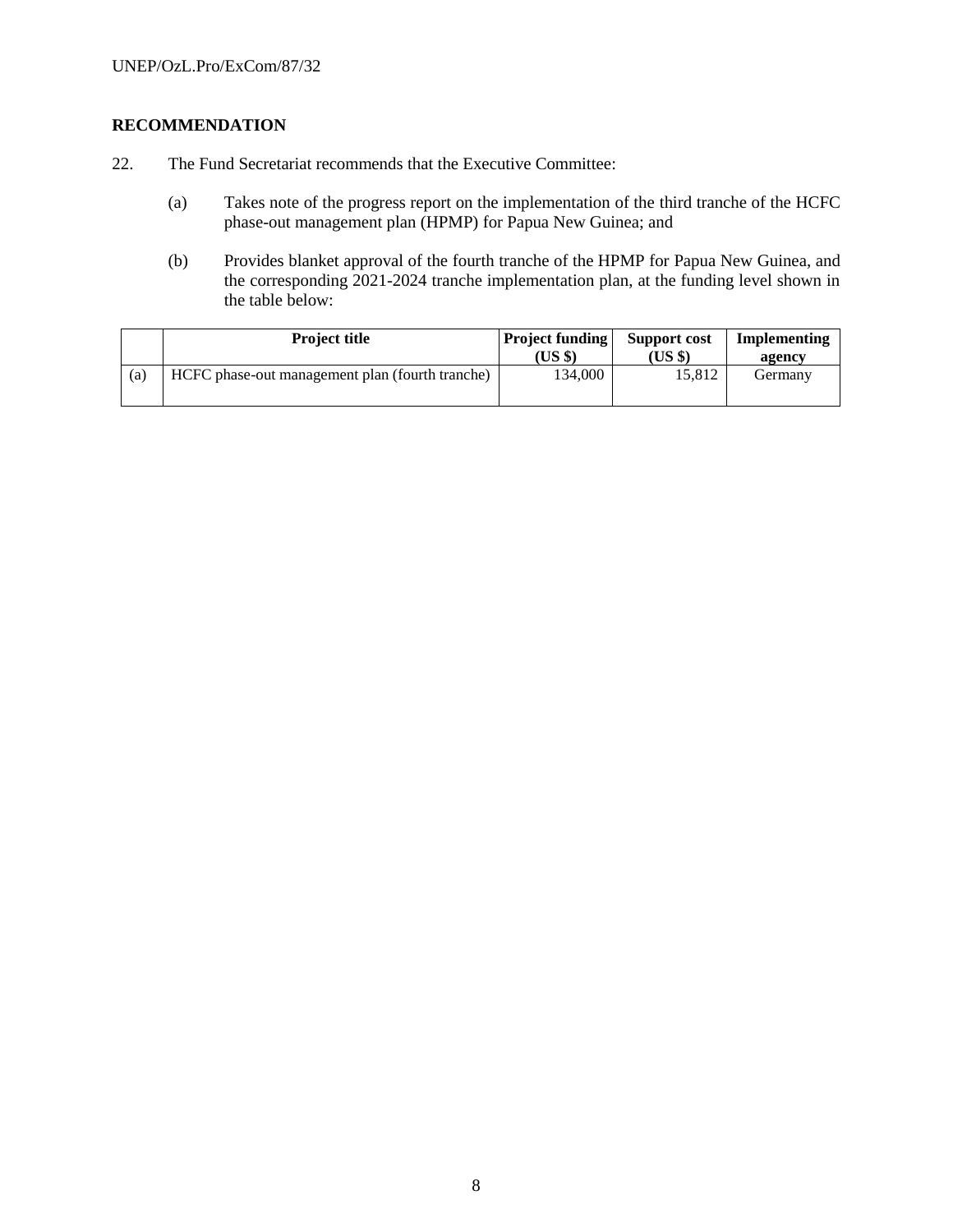## RECOMMENDATION

22. The Fund Secretariat recommends that the Executive Committee:

   (a) Takes note of the progress report on the implementation of the third tranche of the HCFC phase-out management plan (HPMP) for Papua New Guinea; and

   (b) Provides blanket approval of the fourth tranche of the HPMP for Papua New Guinea, and the corresponding 2021-2024 tranche implementation plan, at the funding level shown in the table below:

| | Project title | Project funding (US $) | Support cost (US $) | Implementing agency |
|---|---|---|---|---|
| (a) | HCFC phase-out management plan (fourth tranche) | 134,000 | 15,812 | Germany |